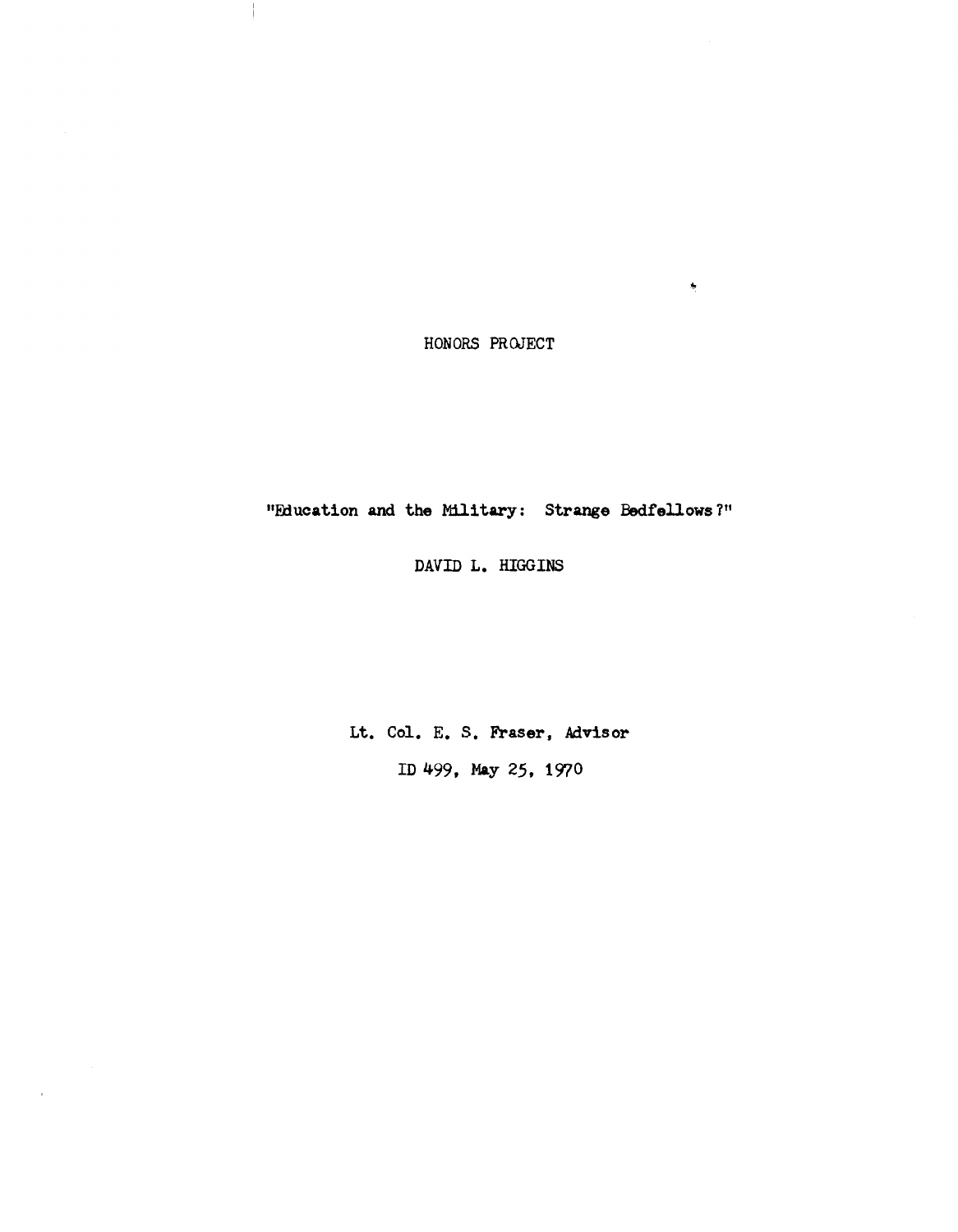HONORS PROJECT

"Education and the Military: Strange Bedfellows?"

DAVID L. HIGGINS

Lt. Col. E. S. Fraser, Advisor

ID 499, May 25, 1970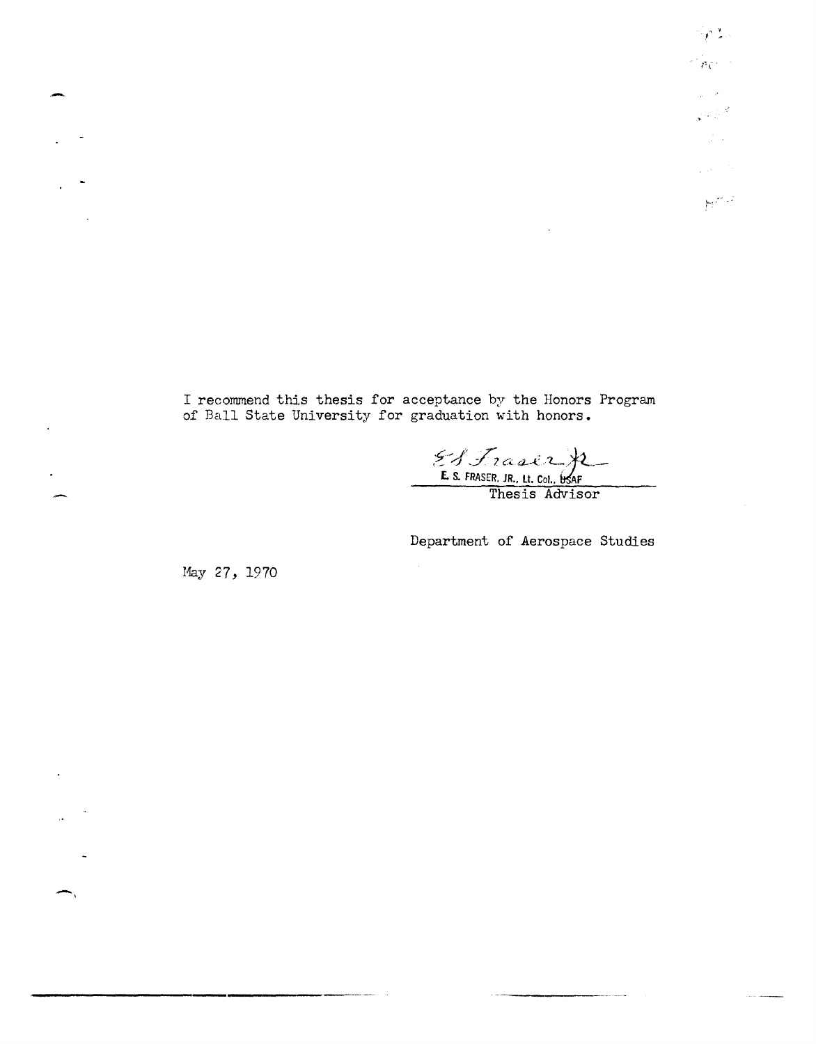I recommend this thesis for acceptance by the Honors Program of Ball State University for graduation with honors.

E S Fraser Jr

E. S. FRASER, JR., Lt. Col., USAF

Thesis Advisor

Department of Aerospace Studies

May 27, 1970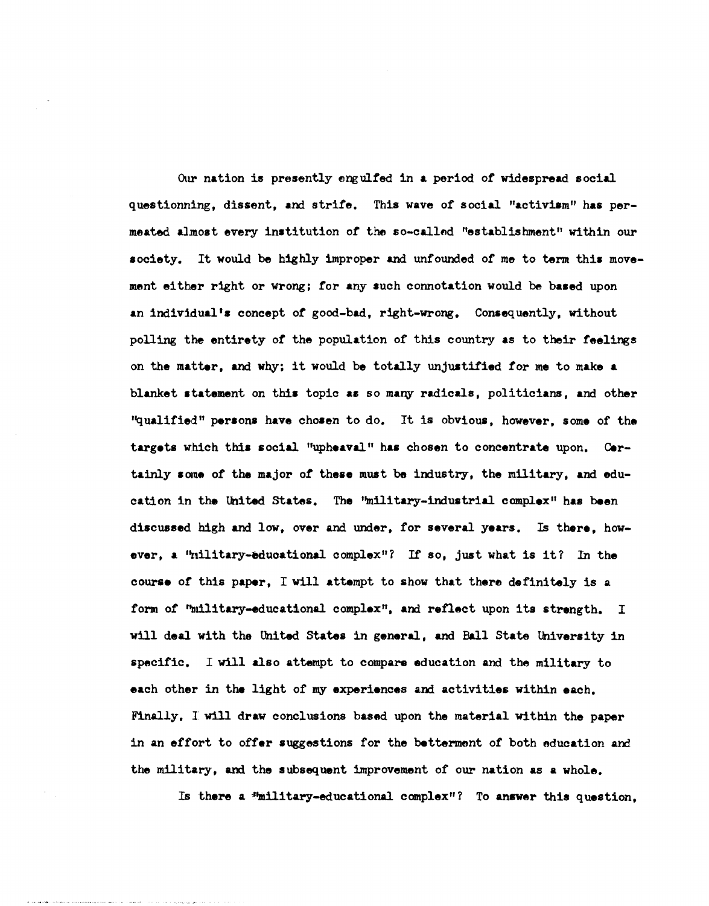Our nation is presently engulfed in a period of widespread social questionning, dissent, and strife. This wave of social "activism" has permeated almost every institution of the so-called "establishment" within our society. It would be highly improper and unfounded of me to term this movement either right or wrong; for any such connotation would be based upon an individual's concept of good-bad, right-wrong. Consequently, without polling the entirety of the population of this country as to their feelings on the matter, and why; it would be totally unjustified for me to make a blanket statement on this topic as so many radicals, politicians, and other "qualified" persons have chosen to do. It is obvious, however, some of the targets which this social "upheaval" has chosen to concentrate upon. Certainly some of the major of these must be industry, the military, and education in the United States. The "military-industrial complex" has been discussed high and low, over and under, for several years. Is there, however, a "military-educational complex"? If so, just what is it? In the course of this paper, I will attempt to show that there definitely is a form of "military-educational complex", and reflect upon its strength. I will deal with the United States in general, and Ball State University in specific. I will also attempt to compare education and the military to each other in the light of my experiences and activities within each. Finally, I will draw conclusions based upon the material within the paper in an effort to offer suggestions for the betterment of both education and the military, and the subsequent improvement of our nation as a whole.

Is there a "military-educational complex"? To answer this question,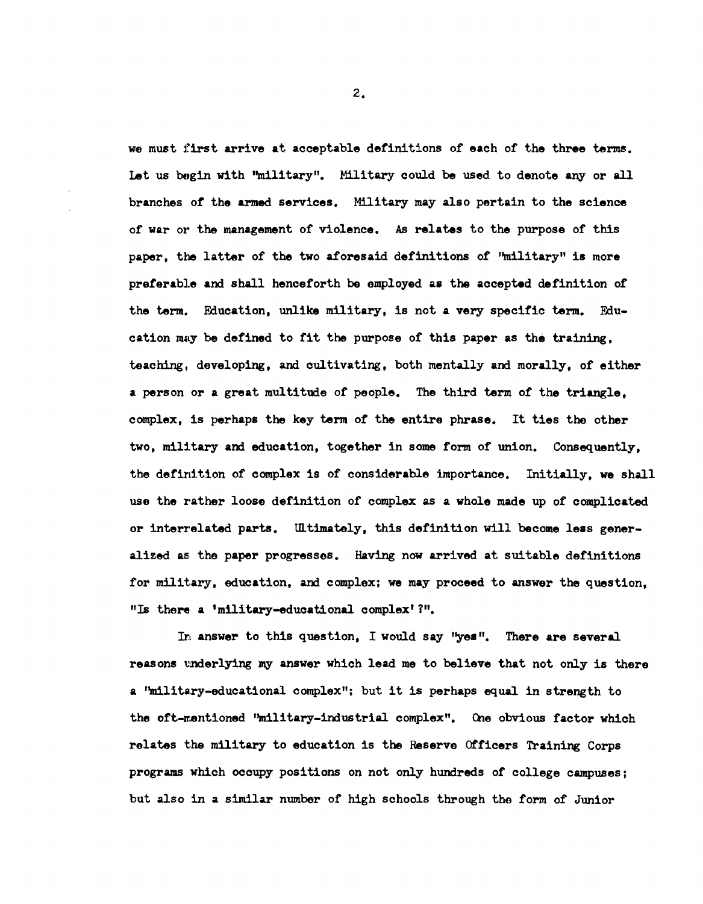we must first arrive at acceptable definitions of each of the three terms. Let us begin with "military". Military could be used to denote any or all branches of the armed services. Military may also pertain to the science of war or the management of violence. As relates to the purpose of this paper, the latter of the two aforesaid definitions of "military" is more preferable and shall henceforth be employed as the accepted definition of the term. Education, unlike military, is not a very specific term. Education may be defined to fit the purpose of this paper as the training, teaching, developing, and cultivating, both mentally and morally, of either a person or a great multitude of people. The third term of the triangle, complex, is perhaps the key term of the entire phrase. It ties the other two, military and education, together in some form of union. Consequently, the definition of complex is of considerable importance. Initially, we shall use the rather loose definition of complex as a whole made up of complicated or interrelated parts. Ultimately, this definition will become less generalized as the paper progresses. Having now arrived at suitable definitions for military, education, and complex; we may proceed to answer the question, "Is there a 'military-educational complex'?".

In answer to this question, I would say "yes". There are several reasons underlying my answer which lead me to believe that not only is there a "military-educational complex"; but it is perhaps equal in strength to the oft-mentioned "military-industrial complex". One obvious factor which relates the military to education is the Reserve Officers Training Corps programs which occupy positions on not only hundreds of college campuses; but also in a similar number of high schools through the form of Junior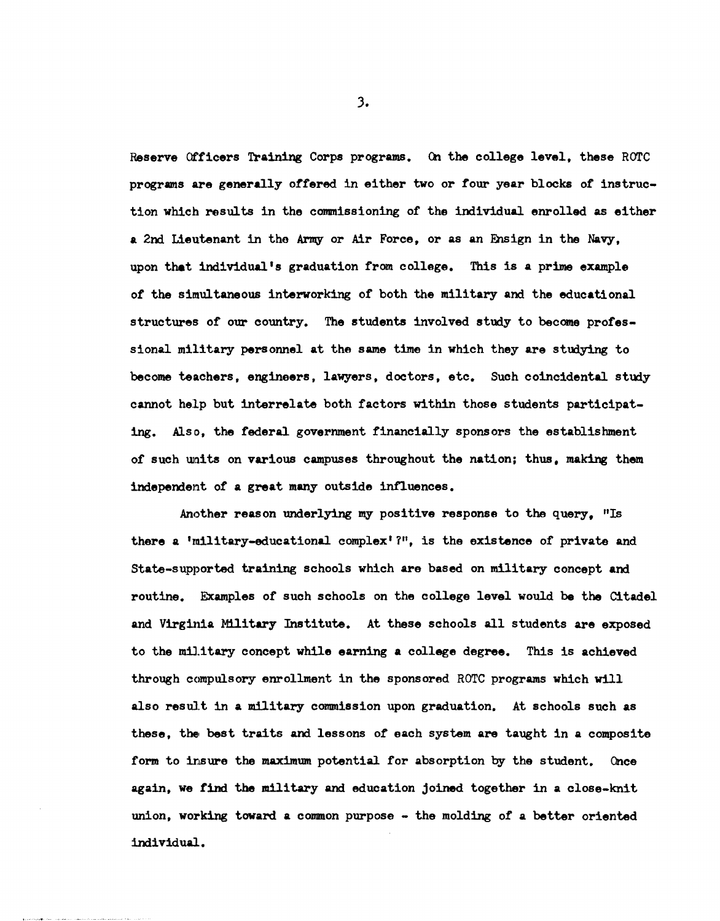Reserve Officers Training Corps programs. On the college level, these ROTC programs are generally offered in either two or four year blocks of instruction which results in the commissioning of the individual enrolled as either a 2nd Lieutenant in the Army or Air Force, or as an Ensign in the Navy, upon that individual's graduation from college. This is a prime example of the simultaneous interworking of both the military and the educational structures of our country. The students involved study to become professional military personnel at the same time in which they are studying to become teachers, engineers, lawyers, doctors, etc. Such coincidental study cannot help but interrelate both factors within those students participating. Also, the federal government financially sponsors the establishment of such units on various campuses throughout the nation; thus, making them independent of a great many outside influences.

Another reason underlying my positive response to the query, "Is there a 'military-educational complex'?", is the existence of private and State-supported training schools which are based on military concept and routine. Examples of such schools on the college level would be the Citadel and Virginia Military Institute. At these schools all students are exposed to the military concept while earning a college degree. This is achieved through compulsory enrollment in the sponsored ROTC programs which will also result in a military commission upon graduation. At schools such as these, the best traits and lessons of each system are taught in a composite form to insure the maximum potential for absorption by the student. Once again, we find the military and education joined together in a close-knit union, working toward a common purpose - the molding of a better oriented individual.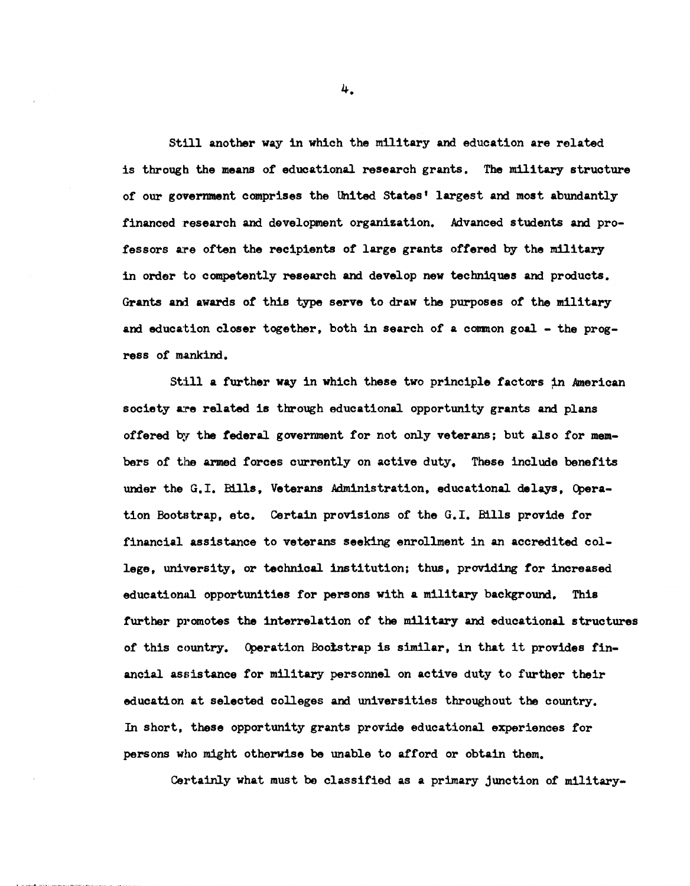Still another way in which the military and education are related is through the means of educational research grants. The military structure of our government comprises the United States' largest and most abundantly financed research and development organization. Advanced students and professors are often the recipients of large grants offered by the military in order to competently research and develop new techniques and products. Grants and awards of this type serve to draw the purposes of the military and education closer together, both in search of a common goal - the progress of mankind.

Still a further way in which these two principle factors in American society are related is through educational opportunity grants and plans offered by the federal government for not only veterans; but also for members of the armed forces currently on active duty. These include benefits under the G.I. Bills, Veterans Administration, educational delays, Operation Bootstrap, etc. Certain provisions of the G.I. Bills provide for financial assistance to veterans seeking enrollment in an accredited college, university, or technical institution; thus, providing for increased educational opportunities for persons with a military background. This further promotes the interrelation of the military and educational structures of this country. Operation Bootstrap is similar, in that it provides financial assistance for military personnel on active duty to further their education at selected colleges and universities throughout the country. In short, these opportunity grants provide educational experiences for persons who might otherwise be unable to afford or obtain them.

Certainly what must be classified as a primary junction of military-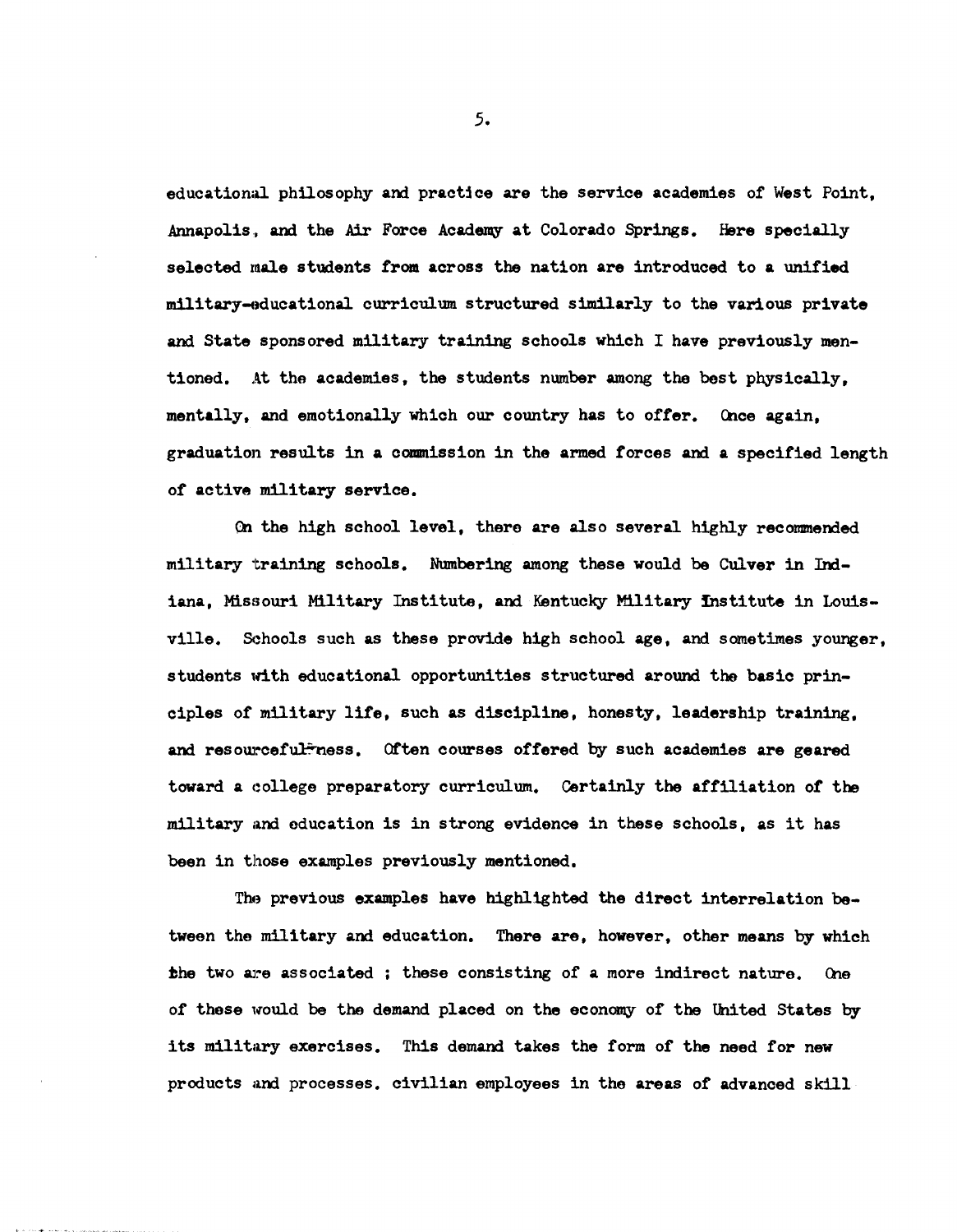educational philosophy and practice are the service academies of West Point, Annapolis, and the Air Force Academy at Colorado Springs. Here specially selected male students from across the nation are introduced to a unified military-educational curriculum structured similarly to the various private and State sponsored military training schools which I have previously mentioned. At the academies, the students number among the best physically, mentally, and emotionally which our country has to offer. Once again, graduation results in a commission in the armed forces and a specified length of active military service.

On the high school level, there are also several highly recommended military training schools. Numbering among these would be Culver in Indiana, Missouri Military Institute, and Kentucky Military Institute in Louisville. Schools such as these provide high school age, and sometimes younger, students with educational opportunities structured around the basic principles of military life, such as discipline, honesty, leadership training, and resourcefulness. Often courses offered by such academies are geared toward a college preparatory curriculum. Certainly the affiliation of the military and education is in strong evidence in these schools, as it has been in those examples previously mentioned.

The previous examples have highlighted the direct interrelation between the military and education. There are, however, other means by which the two are associated ; these consisting of a more indirect nature. One of these would be the demand placed on the economy of the United States by its military exercises. This demand takes the form of the need for new products and processes. civilian employees in the areas of advanced skill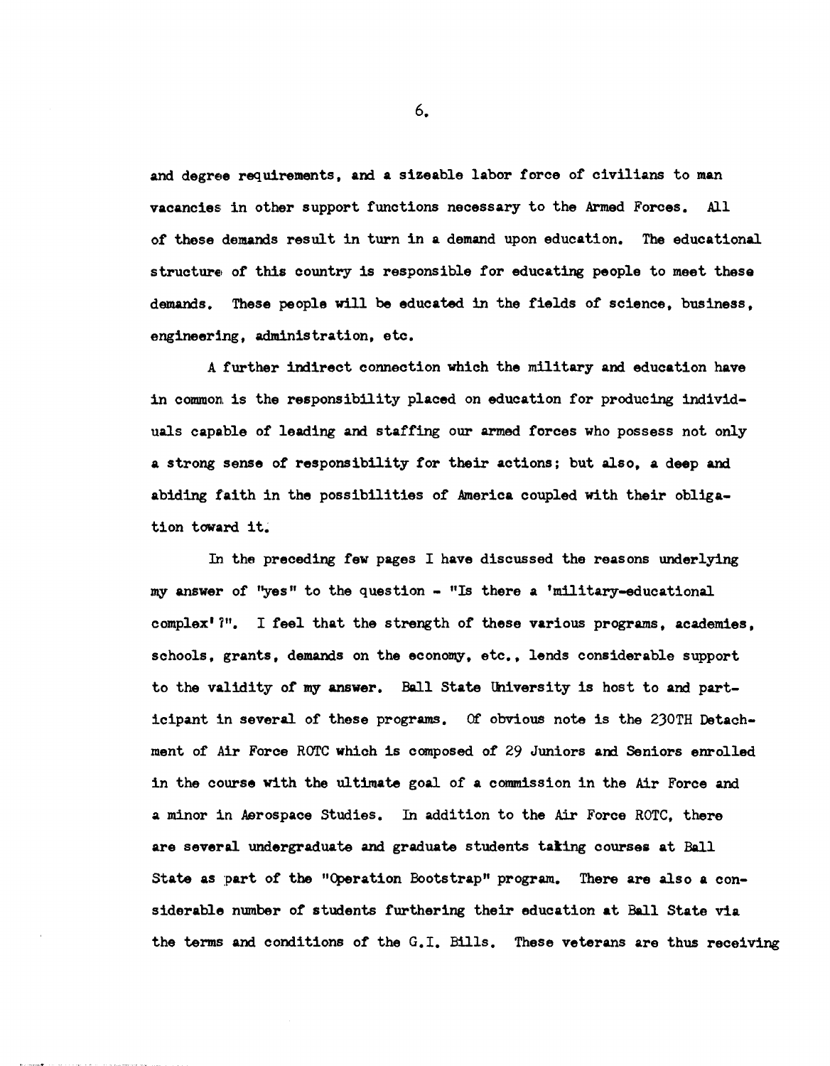and degree requirements, and a sizeable labor force of civilians to man vacancies in other support functions necessary to the Armed Forces. All of these demands result in turn in a demand upon education. The educational structure of this country is responsible for educating people to meet these demands. These people will be educated in the fields of science, business, engineering, administration, etc.

A further indirect connection which the military and education have in common is the responsibility placed on education for producing individuals capable of leading and staffing our armed forces who possess not only a strong sense of responsibility for their actions; but also, a deep and abiding faith in the possibilities of America coupled with their obligation toward it.

In the preceding few pages I have discussed the reasons underlying my answer of "yes" to the question - "Is there a 'military-educational complex'?". I feel that the strength of these various programs, academies, schools, grants, demands on the economy, etc., lends considerable support to the validity of my answer. Ball State University is host to and participant in several of these programs. Of obvious note is the 230TH Detachment of Air Force ROTC which is composed of 29 Juniors and Seniors enrolled in the course with the ultimate goal of a commission in the Air Force and a minor in Aerospace Studies. In addition to the Air Force ROTC, there are several undergraduate and graduate students taking courses at Ball State as part of the "Operation Bootstrap" program. There are also a considerable number of students furthering their education at Ball State via the terms and conditions of the G.I. Bills. These veterans are thus receiving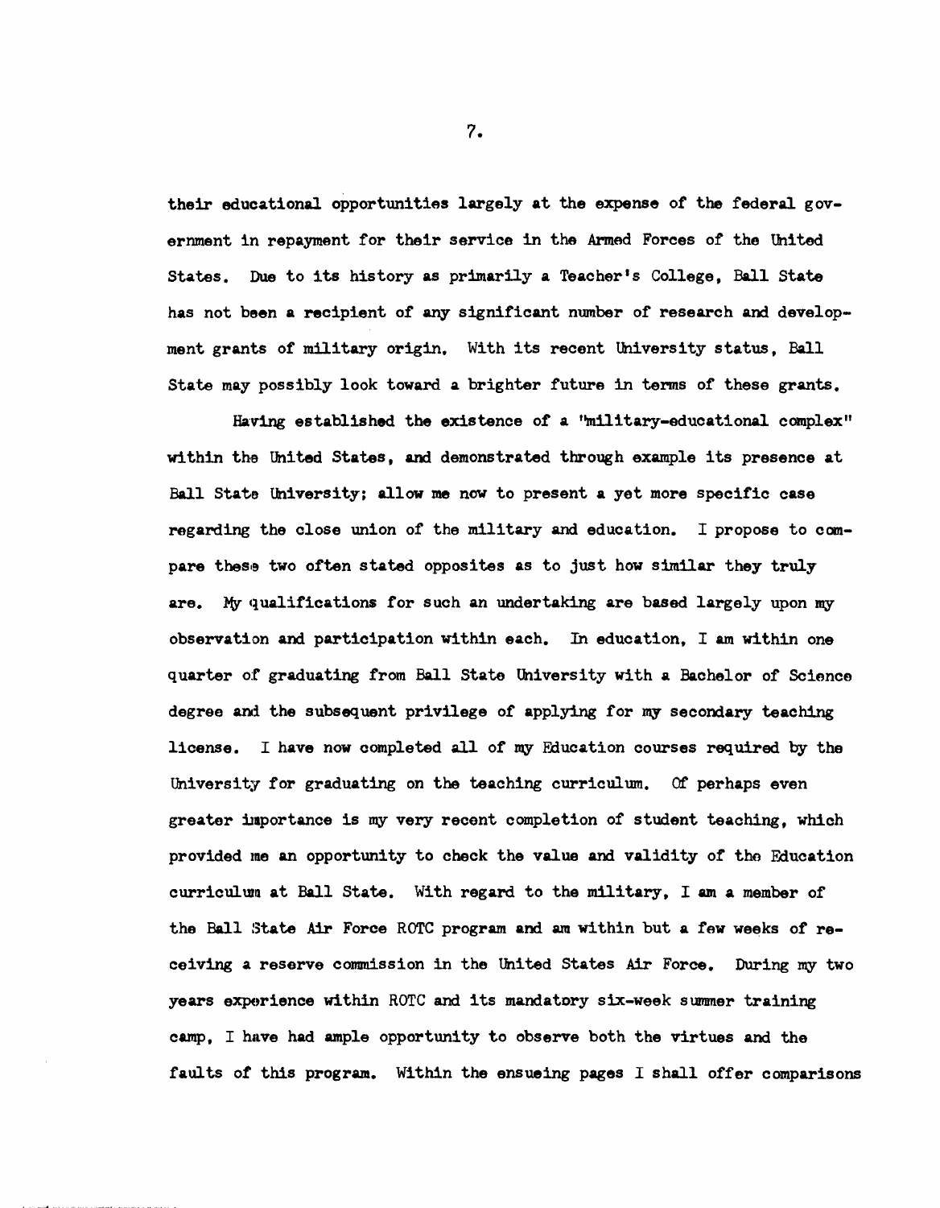their educational opportunities largely at the expense of the federal government in repayment for their service in the Armed Forces of the United States. Due to its history as primarily a Teacher's College, Ball State has not been a recipient of any significant number of research and development grants of military origin. With its recent University status, Ball State may possibly look toward a brighter future in terms of these grants.

Having established the existence of a "military-educational complex" within the United States, and demonstrated through example its presence at Ball State University; allow me now to present a yet more specific case regarding the close union of the military and education. I propose to compare these two often stated opposites as to just how similar they truly are. My qualifications for such an undertaking are based largely upon my observation and participation within each. In education, I am within one quarter of graduating from Ball State University with a Bachelor of Science degree and the subsequent privilege of applying for my secondary teaching license. I have now completed all of my Education courses required by the University for graduating on the teaching curriculum. Of perhaps even greater importance is my very recent completion of student teaching, which provided me an opportunity to check the value and validity of the Education curriculum at Ball State. With regard to the military, I am a member of the Ball State Air Force ROTC program and am within but a few weeks of receiving a reserve commission in the United States Air Force. During my two years experience within ROTC and its mandatory six-week summer training camp, I have had ample opportunity to observe both the virtues and the faults of this program. Within the ensueing pages I shall offer comparisons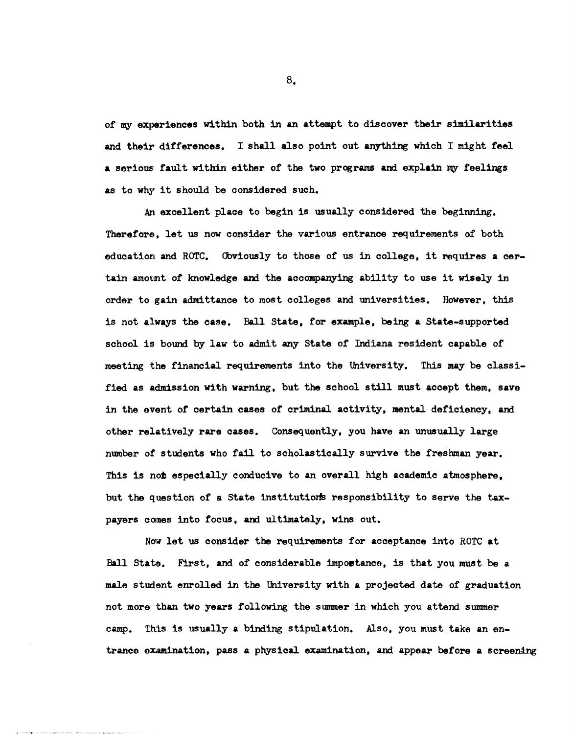of my experiences within both in an attempt to discover their similarities and their differences. I shall also point out anything which I might feel a serious fault within either of the two programs and explain my feelings as to why it should be considered such.

An excellent place to begin is usually considered the beginning. Therefore, let us now consider the various entrance requirements of both education and ROTC. Obviously to those of us in college, it requires a certain amount of knowledge and the accompanying ability to use it wisely in order to gain admittance to most colleges and universities. However, this is not always the case. Ball State, for example, being a State-supported school is bound by law to admit any State of Indiana resident capable of meeting the financial requirements into the University. This may be classified as admission with warning, but the school still must accept them, save in the event of certain cases of criminal activity, mental deficiency, and other relatively rare cases. Consequently, you have an unusually large number of students who fail to scholastically survive the freshman year. This is not especially conducive to an overall high academic atmosphere, but the question of a State institution's responsibility to serve the taxpayers comes into focus, and ultimately, wins out.

Now let us consider the requirements for acceptance into ROTC at Ball State. First, and of considerable impotance, is that you must be a male student enrolled in the University with a projected date of graduation not more than two years following the summer in which you attend summer camp. This is usually a binding stipulation. Also, you must take an entrance examination, pass a physical examination, and appear before a screening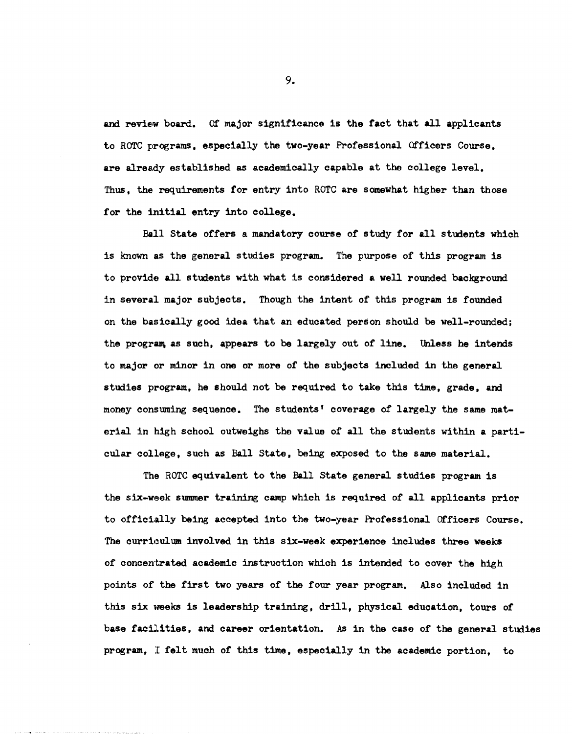and review board. Of major significance is the fact that all applicants to ROTC programs, especially the two-year Professional Officers Course, are already established as academically capable at the college level. Thus, the requirements for entry into ROTC are somewhat higher than those for the initial entry into college.

Ball State offers a mandatory course of study for all students which is known as the general studies program. The purpose of this program is to provide all students with what is considered a well rounded background in several major subjects. Though the intent of this program is founded on the basically good idea that an educated person should be well-rounded; the program, as such, appears to be largely out of line. Unless he intends to major or minor in one or more of the subjects included in the general studies program, he should not be required to take this time, grade, and money consuming sequence. The students' coverage of largely the same material in high school outweighs the value of all the students within a particular college, such as Ball State, being exposed to the same material.

The ROTC equivalent to the Ball State general studies program is the six-week summer training camp which is required of all applicants prior to officially being accepted into the two-year Professional Officers Course. The curriculum involved in this six-week experience includes three weeks of concentrated academic instruction which is intended to cover the high points of the first two years of the four year program. Also included in this six weeks is leadership training, drill, physical education, tours of base facilities, and career orientation. As in the case of the general studies program, I felt much of this time, especially in the academic portion, to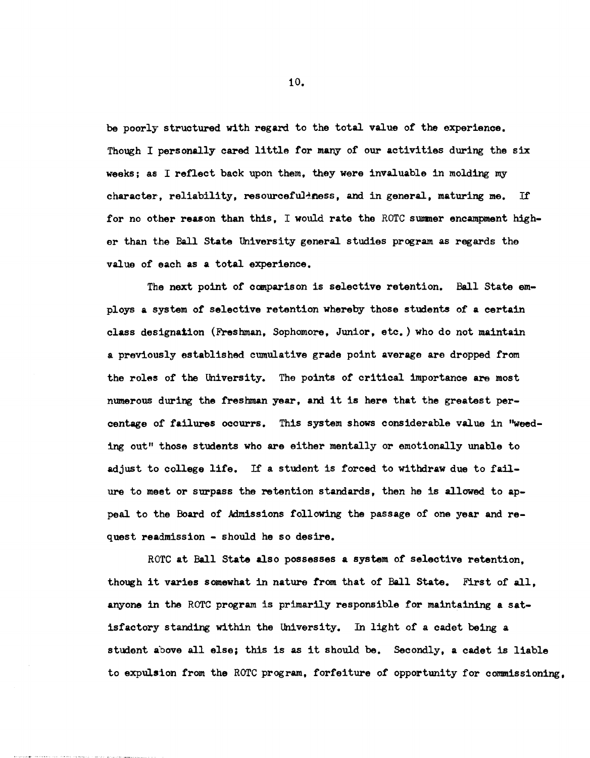be poorly structured with regard to the total value of the experience. Though I personally cared little for many of our activities during the six weeks; as I reflect back upon them, they were invaluable in molding my character, reliability, resourcefulness, and in general, maturing me. If for no other reason than this, I would rate the ROTC summer encampment higher than the Ball State University general studies program as regards the value of each as a total experience.

The next point of comparison is selective retention. Ball State employs a system of selective retention whereby those students of a certain class designation (Freshman, Sophomore, Junior, etc.) who do not maintain a previously established cumulative grade point average are dropped from the roles of the University. The points of critical importance are most numerous during the freshman year, and it is here that the greatest percentage of failures occurrs. This system shows considerable value in "weeding out" those students who are either mentally or emotionally unable to adjust to college life. If a student is forced to withdraw due to failure to meet or surpass the retention standards, then he is allowed to appeal to the Board of Admissions following the passage of one year and request readmission - should he so desire.

ROTC at Ball State also possesses a system of selective retention, though it varies somewhat in nature from that of Ball State. First of all, anyone in the ROTC program is primarily responsible for maintaining a satisfactory standing within the University. In light of a cadet being a student above all else; this is as it should be. Secondly, a cadet is liable to expulsion from the ROTC program, forfeiture of opportunity for commissioning,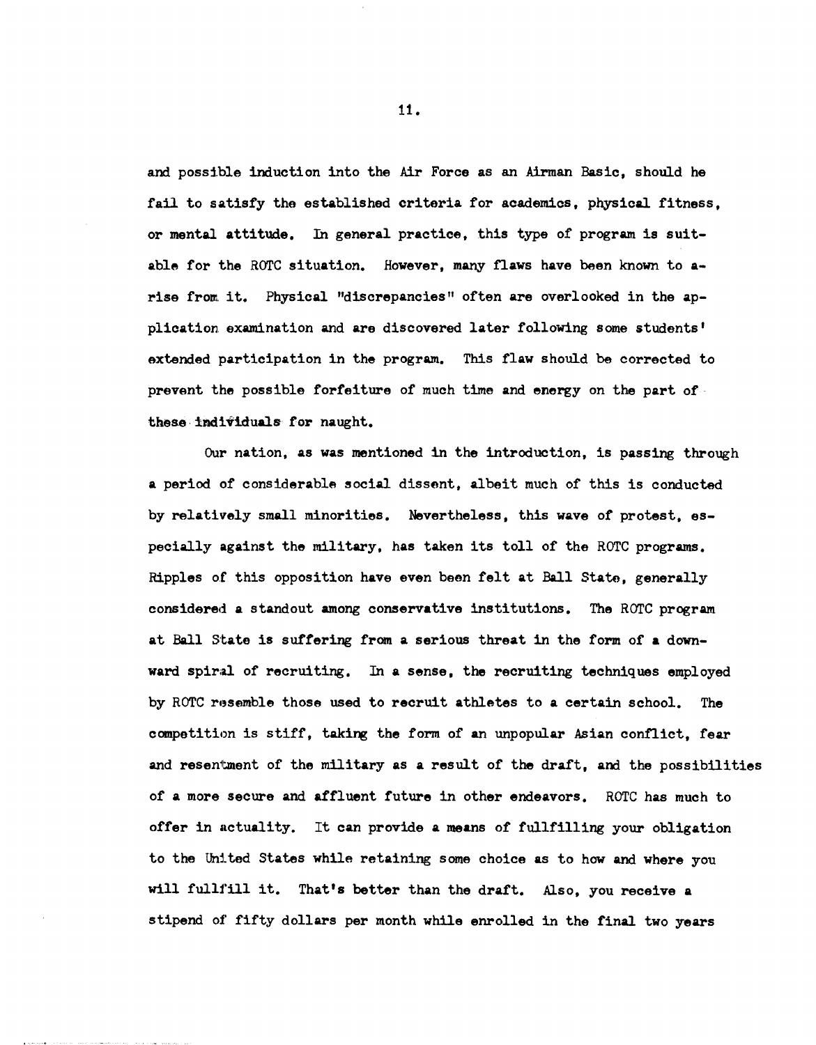and possible induction into the Air Force as an Airman Basic, should he fail to satisfy the established criteria for academics, physical fitness, or mental attitude. In general practice, this type of program is suitable for the ROTC situation. However, many flaws have been known to arise from it. Physical "discrepancies" often are overlooked in the application examination and are discovered later following some students' extended participation in the program. This flaw should be corrected to prevent the possible forfeiture of much time and energy on the part of these individuals for naught.

Our nation, as was mentioned in the introduction, is passing through a period of considerable social dissent, albeit much of this is conducted by relatively small minorities. Nevertheless, this wave of protest, especially against the military, has taken its toll of the ROTC programs. Ripples of this opposition have even been felt at Ball State, generally considered a standout among conservative institutions. The ROTC program at Ball State is suffering from a serious threat in the form of a downward spiral of recruiting. In a sense, the recruiting techniques employed by ROTC resemble those used to recruit athletes to a certain school. The competition is stiff, taking the form of an unpopular Asian conflict, fear and resentment of the military as a result of the draft, and the possibilities of a more secure and affluent future in other endeavors. ROTC has much to offer in actuality. It can provide a means of fullfilling your obligation to the United States while retaining some choice as to how and where you will fullfill it. That's better than the draft. Also, you receive a stipend of fifty dollars per month while enrolled in the final two years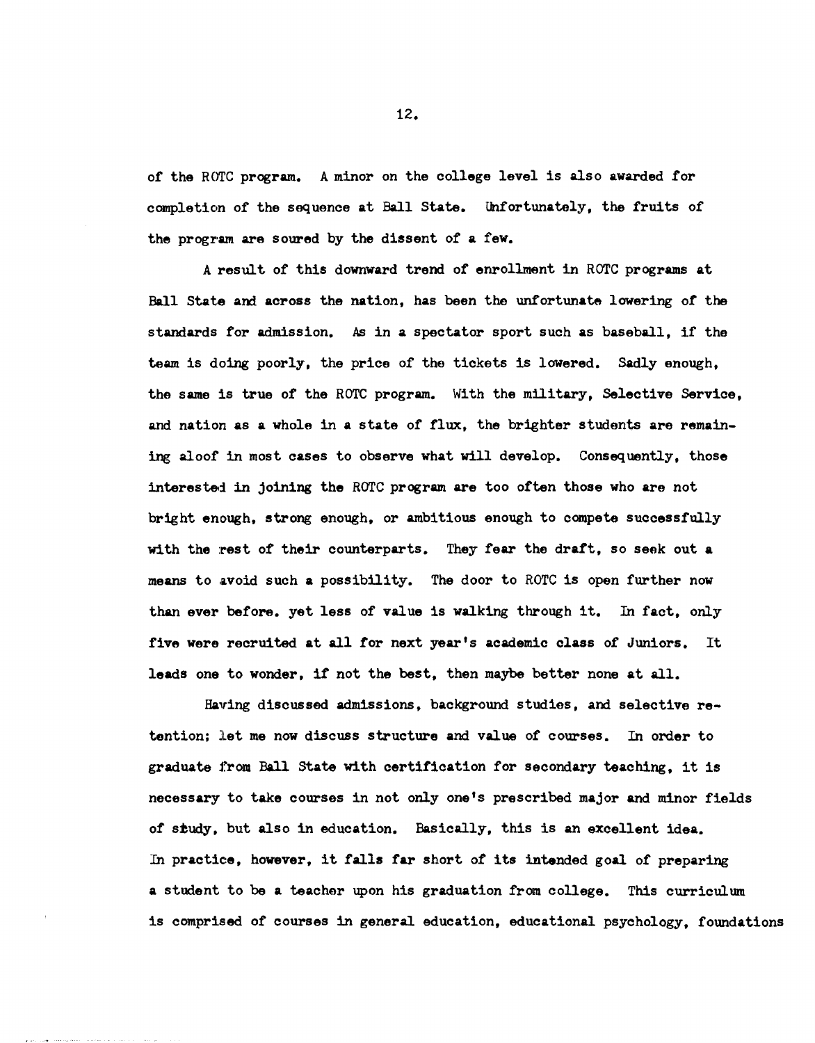of the ROTC program. A minor on the college level is also awarded for completion of the sequence at Ball State. Unfortunately, the fruits of the program are soured by the dissent of a few.

A result of this downward trend of enrollment in ROTC programs at Ball State and across the nation, has been the unfortunate lowering of the standards for admission. As in a spectator sport such as baseball, if the team is doing poorly, the price of the tickets is lowered. Sadly enough, the same is true of the ROTC program. With the military, Selective Service, and nation as a whole in a state of flux, the brighter students are remaining aloof in most cases to observe what will develop. Consequently, those interested in joining the ROTC program are too often those who are not bright enough, strong enough, or ambitious enough to compete successfully with the rest of their counterparts. They fear the draft, so seek out a means to avoid such a possibility. The door to ROTC is open further now than ever before. yet less of value is walking through it. In fact, only five were recruited at all for next year's academic class of Juniors. It leads one to wonder, if not the best, then maybe better none at all.

Having discussed admissions, background studies, and selective retention; let me now discuss structure and value of courses. In order to graduate from Ball State with certification for secondary teaching, it is necessary to take courses in not only one's prescribed major and minor fields of study, but also in education. Basically, this is an excellent idea. In practice, however, it falls far short of its intended goal of preparing a student to be a teacher upon his graduation from college. This curriculum is comprised of courses in general education, educational psychology, foundations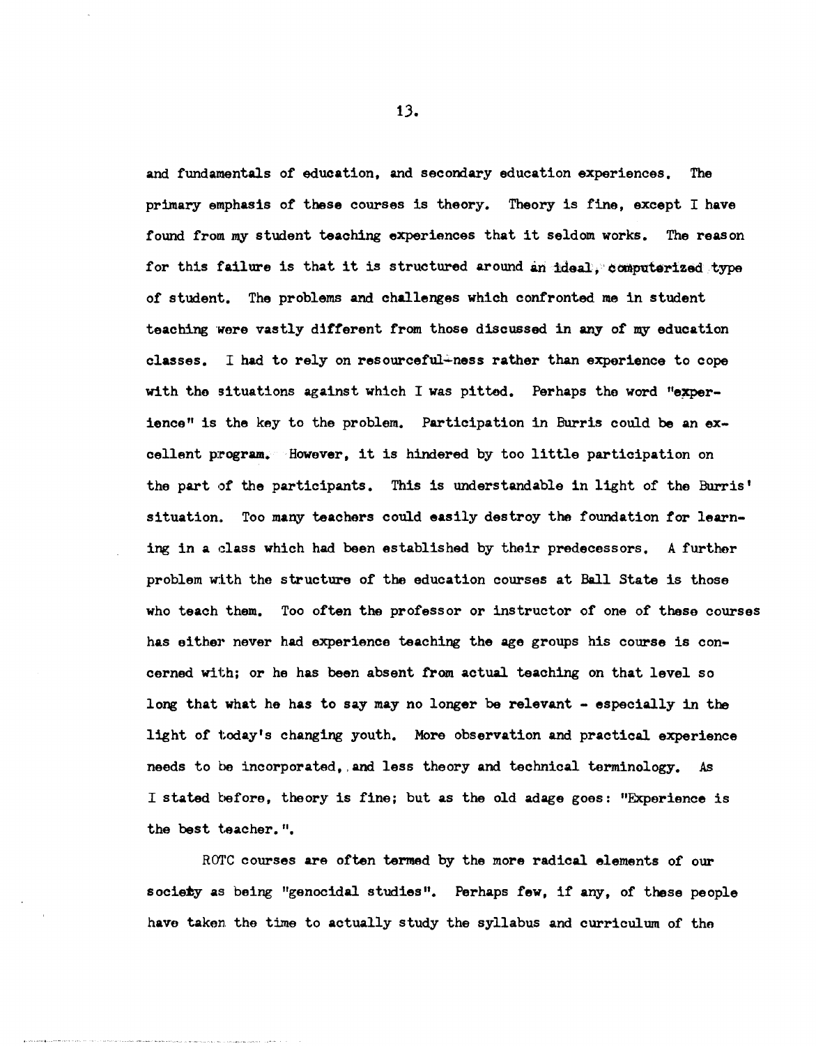and fundamentals of education, and secondary education experiences. The primary emphasis of these courses is theory. Theory is fine, except I have found from my student teaching experiences that it seldom works. The reason for this failure is that it is structured around an ideal, computerized type of student. The problems and challenges which confronted me in student teaching were vastly different from those discussed in any of my education classes. I had to rely on resourceful-ness rather than experience to cope with the situations against which I was pitted. Perhaps the word "experience" is the key to the problem. Participation in Burris could be an excellent program. However, it is hindered by too little participation on the part of the participants. This is understandable in light of the Burris' situation. Too many teachers could easily destroy the foundation for learning in a class which had been established by their predecessors. A further problem with the structure of the education courses at Ball State is those who teach them. Too often the professor or instructor of one of these courses has either never had experience teaching the age groups his course is concerned with; or he has been absent from actual teaching on that level so long that what he has to say may no longer be relevant - especially in the light of today's changing youth. More observation and practical experience needs to be incorporated, and less theory and technical terminology. As I stated before, theory is fine; but as the old adage goes: "Experience is the best teacher.".

ROTC courses are often termed by the more radical elements of our society as being "genocidal studies". Perhaps few, if any, of these people have taken the time to actually study the syllabus and curriculum of the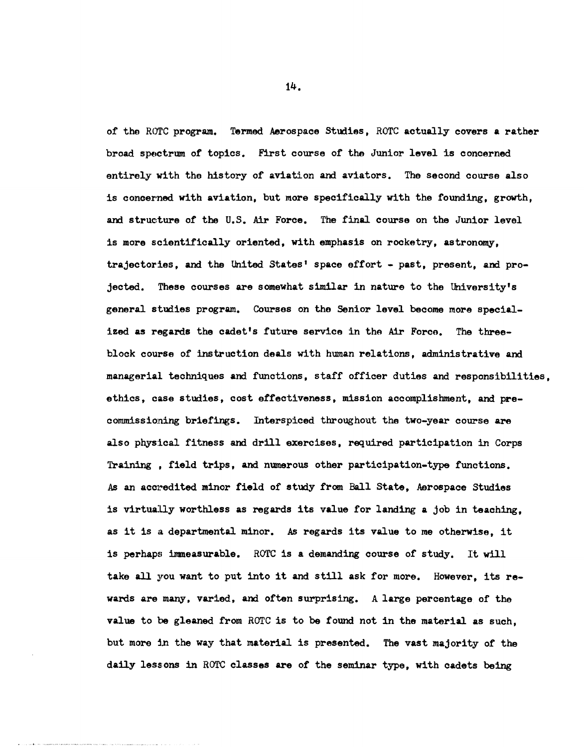of the ROTC program. Termed Aerospace Studies, ROTC actually covers a rather broad spectrum of topics. First course of the Junior level is concerned entirely with the history of aviation and aviators. The second course also is concerned with aviation, but more specifically with the founding, growth, and structure of the U.S. Air Force. The final course on the Junior level is more scientifically oriented, with emphasis on rocketry, astronomy, trajectories, and the United States' space effort - past, present, and projected. These courses are somewhat similar in nature to the University's general studies program. Courses on the Senior level become more specialized as regards the cadet's future service in the Air Force. The three-block course of instruction deals with human relations, administrative and managerial techniques and functions, staff officer duties and responsibilities, ethics, case studies, cost effectiveness, mission accomplishment, and pre-commissioning briefings. Interspiced throughout the two-year course are also physical fitness and drill exercises, required participation in Corps Training , field trips, and numerous other participation-type functions. As an accredited minor field of study from Ball State, Aerospace Studies is virtually worthless as regards its value for landing a job in teaching, as it is a departmental minor. As regards its value to me otherwise, it is perhaps immeasurable. ROTC is a demanding course of study. It will take all you want to put into it and still ask for more. However, its rewards are many, varied, and often surprising. A large percentage of the value to be gleaned from ROTC is to be found not in the material as such, but more in the way that material is presented. The vast majority of the daily lessons in ROTC classes are of the seminar type, with cadets being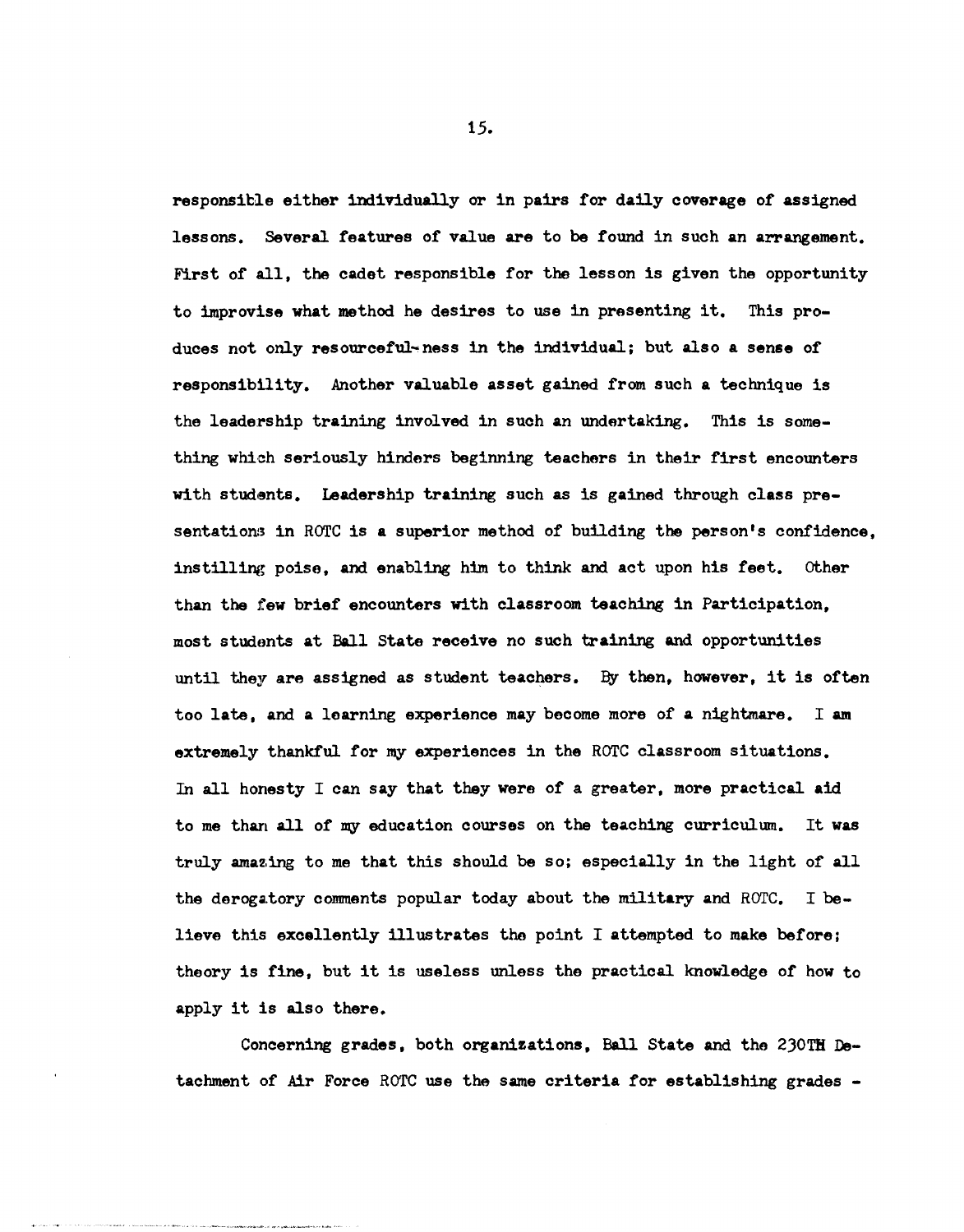responsible either individually or in pairs for daily coverage of assigned lessons. Several features of value are to be found in such an arrangement. First of all, the cadet responsible for the lesson is given the opportunity to improvise what method he desires to use in presenting it. This produces not only resourceful-ness in the individual; but also a sense of responsibility. Another valuable asset gained from such a technique is the leadership training involved in such an undertaking. This is something which seriously hinders beginning teachers in their first encounters with students. Leadership training such as is gained through class presentations in ROTC is a superior method of building the person's confidence, instilling poise, and enabling him to think and act upon his feet. Other than the few brief encounters with classroom teaching in Participation, most students at Ball State receive no such training and opportunities until they are assigned as student teachers. By then, however, it is often too late, and a learning experience may become more of a nightmare. I am extremely thankful for my experiences in the ROTC classroom situations. In all honesty I can say that they were of a greater, more practical aid to me than all of my education courses on the teaching curriculum. It was truly amazing to me that this should be so; especially in the light of all the derogatory comments popular today about the military and ROTC. I believe this excellently illustrates the point I attempted to make before; theory is fine, but it is useless unless the practical knowledge of how to apply it is also there.

Concerning grades, both organizations, Ball State and the 230TH Detachment of Air Force ROTC use the same criteria for establishing grades -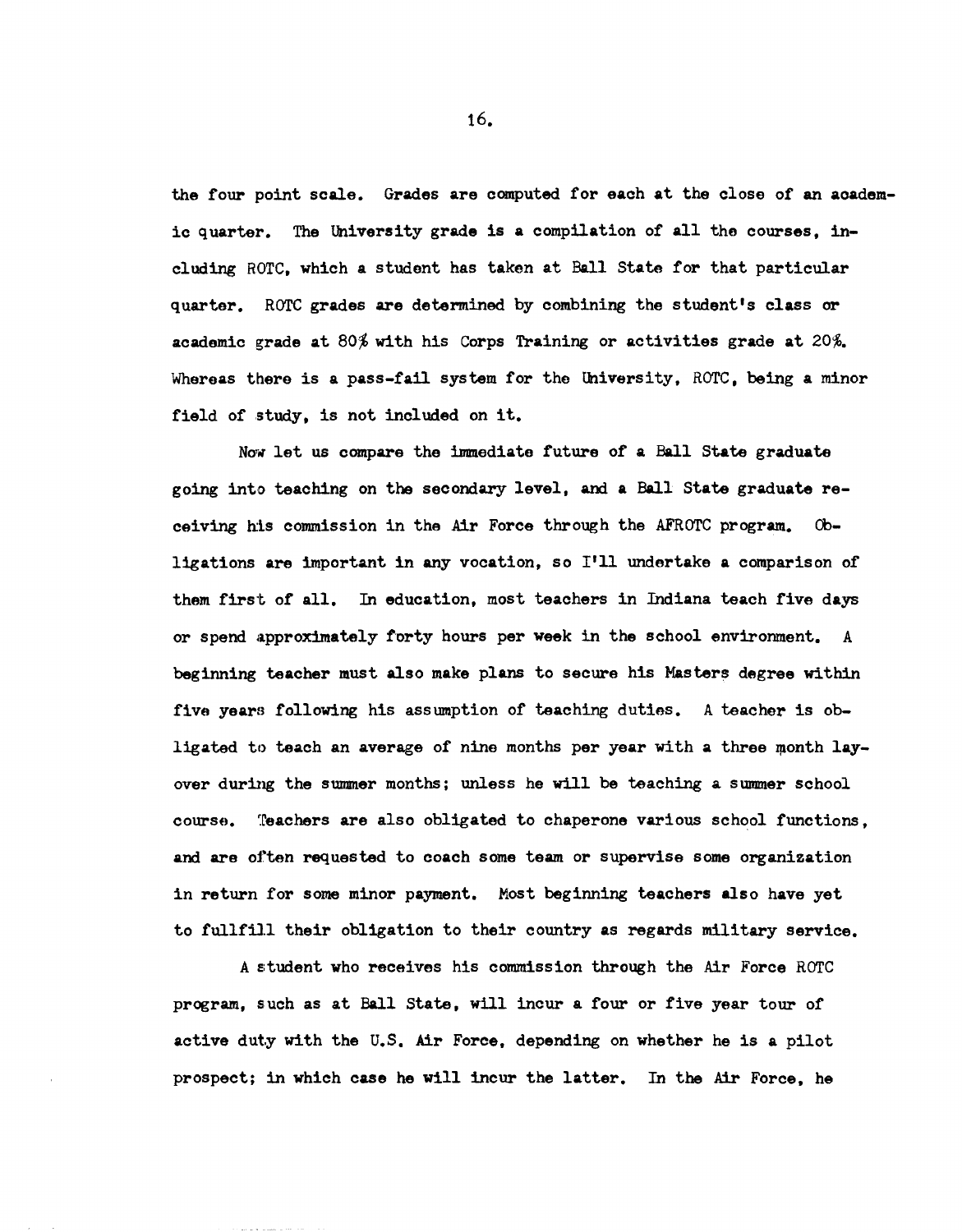the four point scale. Grades are computed for each at the close of an academic quarter. The University grade is a compilation of all the courses, including ROTC, which a student has taken at Ball State for that particular quarter. ROTC grades are determined by combining the student's class or academic grade at 80% with his Corps Training or activities grade at 20%. Whereas there is a pass-fail system for the University, ROTC, being a minor field of study, is not included on it.

Now let us compare the immediate future of a Ball State graduate going into teaching on the secondary level, and a Ball State graduate receiving his commission in the Air Force through the AFROTC program. Obligations are important in any vocation, so I'll undertake a comparison of them first of all. In education, most teachers in Indiana teach five days or spend approximately forty hours per week in the school environment. A beginning teacher must also make plans to secure his Masters degree within five years following his assumption of teaching duties. A teacher is obligated to teach an average of nine months per year with a three month layover during the summer months; unless he will be teaching a summer school course. Teachers are also obligated to chaperone various school functions, and are often requested to coach some team or supervise some organization in return for some minor payment. Most beginning teachers also have yet to fullfill their obligation to their country as regards military service.

A student who receives his commission through the Air Force ROTC program, such as at Ball State, will incur a four or five year tour of active duty with the U.S. Air Force, depending on whether he is a pilot prospect; in which case he will incur the latter. In the Air Force, he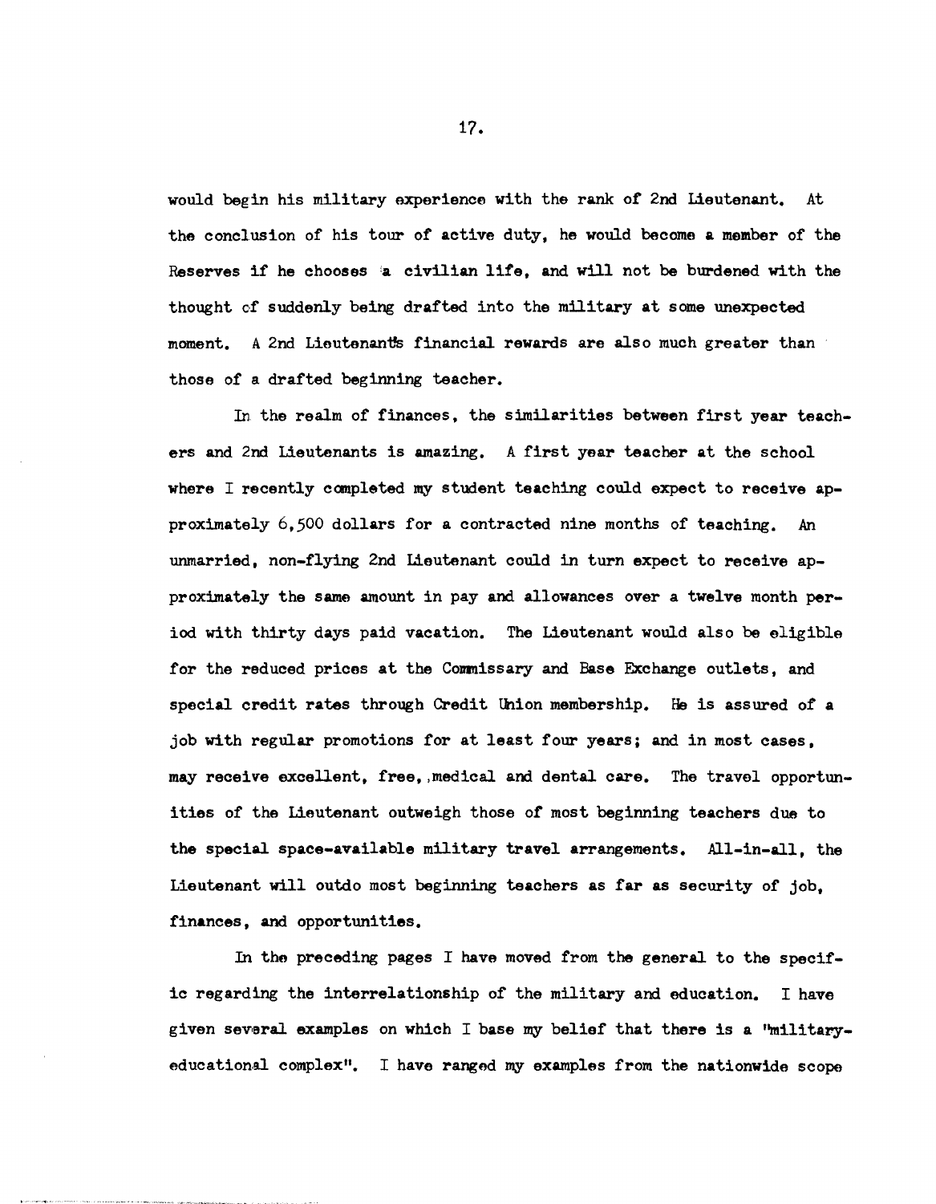would begin his military experience with the rank of 2nd Lieutenant. At the conclusion of his tour of active duty, he would become a member of the Reserves if he chooses a civilian life, and will not be burdened with the thought of suddenly being drafted into the military at some unexpected moment. A 2nd Lieutenant's financial rewards are also much greater than those of a drafted beginning teacher.

In the realm of finances, the similarities between first year teachers and 2nd Lieutenants is amazing. A first year teacher at the school where I recently completed my student teaching could expect to receive approximately 6,500 dollars for a contracted nine months of teaching. An unmarried, non-flying 2nd Lieutenant could in turn expect to receive approximately the same amount in pay and allowances over a twelve month period with thirty days paid vacation. The Lieutenant would also be eligible for the reduced prices at the Commissary and Base Exchange outlets, and special credit rates through Credit Union membership. He is assured of a job with regular promotions for at least four years; and in most cases, may receive excellent, free, medical and dental care. The travel opportunities of the Lieutenant outweigh those of most beginning teachers due to the special space-available military travel arrangements. All-in-all, the Lieutenant will outdo most beginning teachers as far as security of job, finances, and opportunities.

In the preceding pages I have moved from the general to the specific regarding the interrelationship of the military and education. I have given several examples on which I base my belief that there is a "military-educational complex". I have ranged my examples from the nationwide scope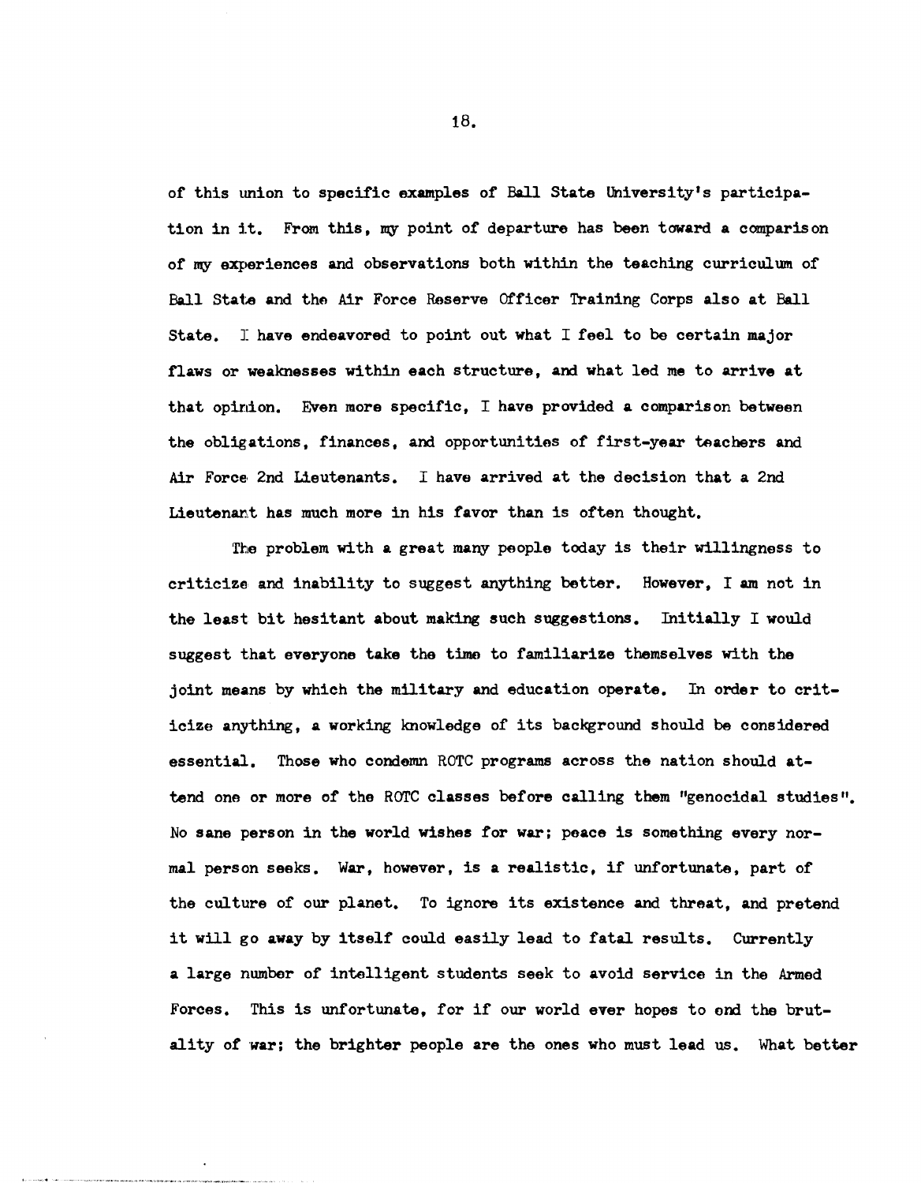of this union to specific examples of Ball State University's participation in it. From this, my point of departure has been toward a comparison of my experiences and observations both within the teaching curriculum of Ball State and the Air Force Reserve Officer Training Corps also at Ball State. I have endeavored to point out what I feel to be certain major flaws or weaknesses within each structure, and what led me to arrive at that opinion. Even more specific, I have provided a comparison between the obligations, finances, and opportunities of first-year teachers and Air Force 2nd Lieutenants. I have arrived at the decision that a 2nd Lieutenant has much more in his favor than is often thought.

The problem with a great many people today is their willingness to criticize and inability to suggest anything better. However, I am not in the least bit hesitant about making such suggestions. Initially I would suggest that everyone take the time to familiarize themselves with the joint means by which the military and education operate. In order to criticize anything, a working knowledge of its background should be considered essential. Those who condemn ROTC programs across the nation should attend one or more of the ROTC classes before calling them "genocidal studies". No sane person in the world wishes for war; peace is something every normal person seeks. War, however, is a realistic, if unfortunate, part of the culture of our planet. To ignore its existence and threat, and pretend it will go away by itself could easily lead to fatal results. Currently a large number of intelligent students seek to avoid service in the Armed Forces. This is unfortunate, for if our world ever hopes to end the brutality of war; the brighter people are the ones who must lead us. What better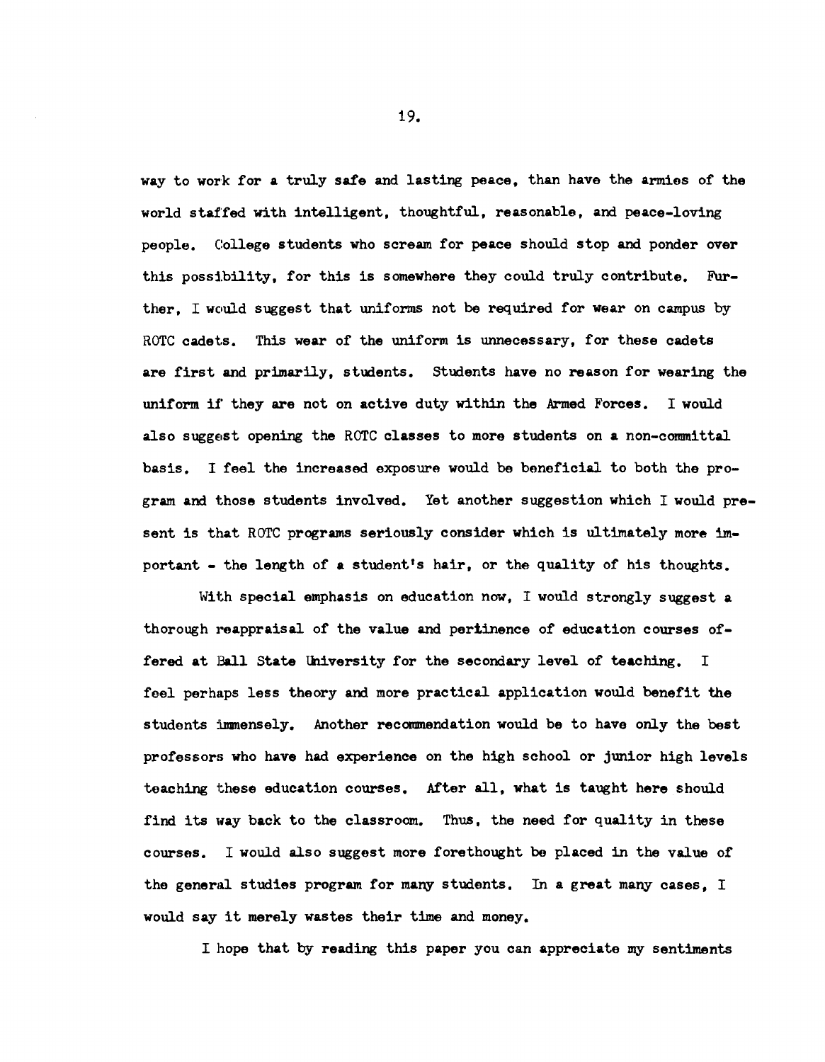way to work for a truly safe and lasting peace, than have the armies of the world staffed with intelligent, thoughtful, reasonable, and peace-loving people. College students who scream for peace should stop and ponder over this possibility, for this is somewhere they could truly contribute. Further, I would suggest that uniforms not be required for wear on campus by ROTC cadets. This wear of the uniform is unnecessary, for these cadets are first and primarily, students. Students have no reason for wearing the uniform if they are not on active duty within the Armed Forces. I would also suggest opening the ROTC classes to more students on a non-committal basis. I feel the increased exposure would be beneficial to both the program and those students involved. Yet another suggestion which I would present is that ROTC programs seriously consider which is ultimately more important - the length of a student's hair, or the quality of his thoughts.

With special emphasis on education now, I would strongly suggest a thorough reappraisal of the value and pertinence of education courses offered at Ball State University for the secondary level of teaching. I feel perhaps less theory and more practical application would benefit the students immensely. Another recommendation would be to have only the best professors who have had experience on the high school or junior high levels teaching these education courses. After all, what is taught here should find its way back to the classroom. Thus, the need for quality in these courses. I would also suggest more forethought be placed in the value of the general studies program for many students. In a great many cases, I would say it merely wastes their time and money.

I hope that by reading this paper you can appreciate my sentiments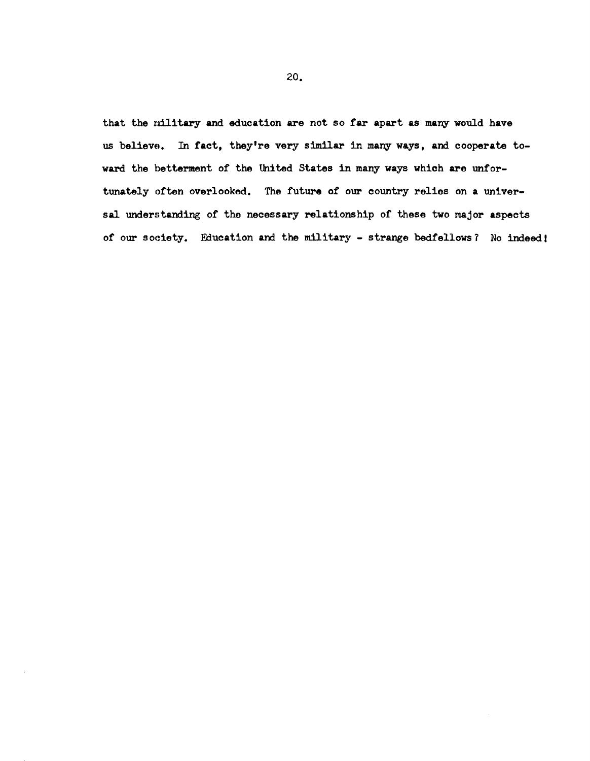that the military and education are not so far apart as many would have us believe. In fact, they're very similar in many ways, and cooperate toward the betterment of the United States in many ways which are unfortunately often overlooked. The future of our country relies on a universal understanding of the necessary relationship of these two major aspects of our society. Education and the military - strange bedfellows? No indeed!